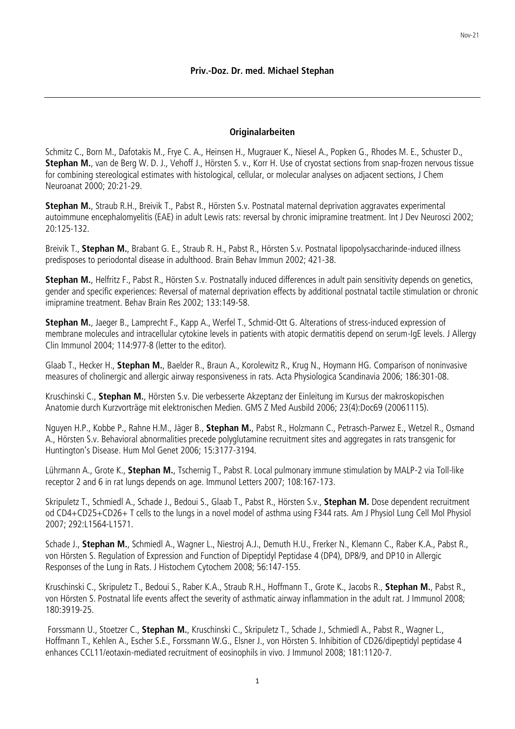**Priv.-Doz. Dr. med. Michael Stephan**

## Originalarbeiten

Schmitz C., Born M., Dafotakis M., Frye C. A., Heinsen H., Mugrauer K., Niesel A., Popken G., Rhodes M. E., Schuster D., **Stephan M.**, van de Berg W. D. J., Vehoff J., Hörsten S. v., Korr H. Use of cryostat sections from snap-frozen nervous tissue for combining stereological estimates with histological, cellular, or molecular analyses on adjacent sections, J Chem Neuroanat 2000; 20:21-29.

**Stephan M.**, Straub R.H., Breivik T., Pabst R., Hörsten S.v. Postnatal maternal deprivation aggravates experimental autoimmune encephalomyelitis (EAE) in adult Lewis rats: reversal by chronic imipramine treatment. Int J Dev Neurosci 2002; 20:125-132.

Breivik T., **Stephan M.**, Brabant G. E., Straub R. H., Pabst R., Hörsten S.v. Postnatal lipopolysaccharinde-induced illness predisposes to periodontal disease in adulthood. Brain Behav Immun 2002; 421-38.

**Stephan M.**, Helfritz F., Pabst R., Hörsten S.v. Postnatally induced differences in adult pain sensitivity depends on genetics, gender and specific experiences: Reversal of maternal deprivation effects by additional postnatal tactile stimulation or chronic imipramine treatment. Behav Brain Res 2002; 133:149-58.

**Stephan M.**, Jaeger B., Lamprecht F., Kapp A., Werfel T., Schmid-Ott G. Alterations of stress-induced expression of membrane molecules and intracellular cytokine levels in patients with atopic dermatitis depend on serum-IgE levels. J Allergy Clin Immunol 2004; 114:977-8 (letter to the editor).

Glaab T., Hecker H., **Stephan M.**, Baelder R., Braun A., Korolewitz R., Krug N., Hoymann HG. Comparison of noninvasive measures of cholinergic and allergic airway responsiveness in rats. Acta Physiologica Scandinavia 2006; 186:301-08.

Kruschinski C., **Stephan M.**, Hörsten S.v. Die verbesserte Akzeptanz der Einleitung im Kursus der makroskopischen Anatomie durch Kurzvorträge mit elektronischen Medien. GMS Z Med Ausbild 2006; 23(4):Doc69 (20061115).

Nguyen H.P., Kobbe P., Rahne H.M., Jäger B., **Stephan M.**, Pabst R., Holzmann C., Petrasch-Parwez E., Wetzel R., Osmand A., Hörsten S.v. Behavioral abnormalities precede polyglutamine recruitment sites and aggregates in rats transgenic for Huntington's Disease. Hum Mol Genet 2006; 15:3177-3194.

Lührmann A., Grote K., **Stephan M.**, Tschernig T., Pabst R. Local pulmonary immune stimulation by MALP-2 via Toll-like receptor 2 and 6 in rat lungs depends on age. Immunol Letters 2007; 108:167-173.

Skripuletz T., Schmiedl A., Schade J., Bedoui S., Glaab T., Pabst R., Hörsten S.v., **Stephan M.** Dose dependent recruitment od CD4+CD25+CD26+ T cells to the lungs in a novel model of asthma using F344 rats. Am J Physiol Lung Cell Mol Physiol 2007; 292:L1564-L1571.

Schade J., **Stephan M.**, Schmiedl A., Wagner L., Niestroj A.J., Demuth H.U., Frerker N., Klemann C., Raber K.A., Pabst R., von Hörsten S. Regulation of Expression and Function of Dipeptidyl Peptidase 4 (DP4), DP8/9, and DP10 in Allergic Responses of the Lung in Rats. J Histochem Cytochem 2008; 56:147-155.

Kruschinski C., Skripuletz T., Bedoui S., Raber K.A., Straub R.H., Hoffmann T., Grote K., Jacobs R., **Stephan M.**, Pabst R., von Hörsten S. Postnatal life events affect the severity of asthmatic airway inflammation in the adult rat. J Immunol 2008; 180:3919-25.

Forssmann U., Stoetzer C., **Stephan M.**, Kruschinski C., Skripuletz T., Schade J., Schmiedl A., Pabst R., Wagner L., Hoffmann T., Kehlen A., Escher S.E., Forssmann W.G., Elsner J., von Hörsten S. Inhibition of CD26/dipeptidyl peptidase 4 enhances CCL11/eotaxin-mediated recruitment of eosinophils in vivo. J Immunol 2008; 181:1120-7.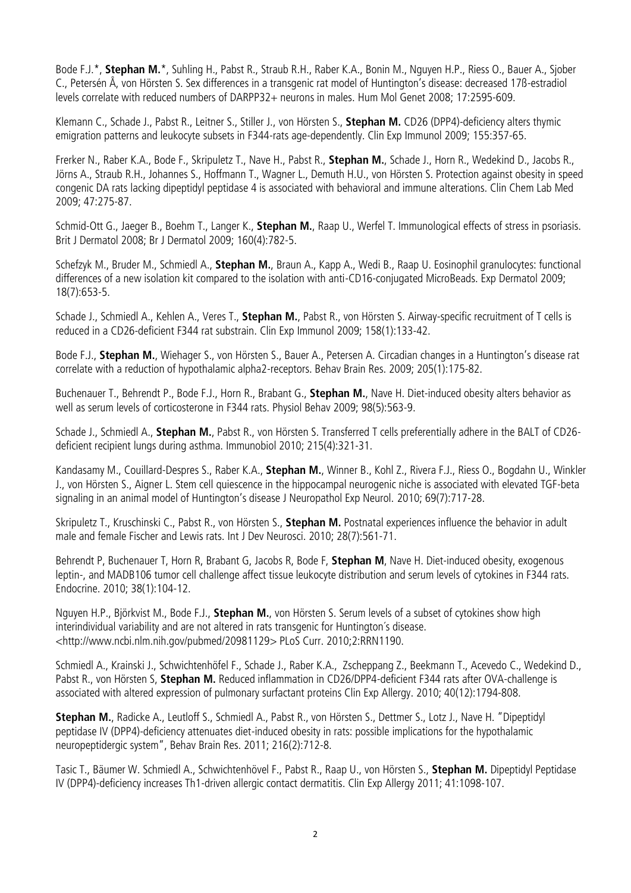Bode F.J.*, **Stephan M.***, Suhling H., Pabst R., Straub R.H., Raber K.A., Bonin M., Nguyen H.P., Riess O., Bauer A., Sjober C., Petersén Å, von Hörsten S. Sex differences in a transgenic rat model of Huntington's disease: decreased 17ß-estradiol levels correlate with reduced numbers of DARPP32+ neurons in males. Hum Mol Genet 2008; 17:2595-609.

Klemann C., Schade J., Pabst R., Leitner S., Stiller J., von Hörsten S., **Stephan M.** CD26 (DPP4)-deficiency alters thymic emigration patterns and leukocyte subsets in F344-rats age-dependently. Clin Exp Immunol 2009; 155:357-65.

Frerker N., Raber K.A., Bode F., Skripuletz T., Nave H., Pabst R., **Stephan M.**, Schade J., Horn R., Wedekind D., Jacobs R., Jörns A., Straub R.H., Johannes S., Hoffmann T., Wagner L., Demuth H.U., von Hörsten S. Protection against obesity in speed congenic DA rats lacking dipeptidyl peptidase 4 is associated with behavioral and immune alterations. Clin Chem Lab Med 2009; 47:275-87.

Schmid-Ott G., Jaeger B., Boehm T., Langer K., **Stephan M.**, Raap U., Werfel T. Immunological effects of stress in psoriasis. Brit J Dermatol 2008; Br J Dermatol 2009; 160(4):782-5.

Schefzyk M., Bruder M., Schmiedl A., **Stephan M.**, Braun A., Kapp A., Wedi B., Raap U. Eosinophil granulocytes: functional differences of a new isolation kit compared to the isolation with anti-CD16-conjugated MicroBeads. Exp Dermatol 2009; 18(7):653-5.

Schade J., Schmiedl A., Kehlen A., Veres T., **Stephan M.**, Pabst R., von Hörsten S. Airway-specific recruitment of T cells is reduced in a CD26-deficient F344 rat substrain. Clin Exp Immunol 2009; 158(1):133-42.

Bode F.J., **Stephan M.**, Wiehager S., von Hörsten S., Bauer A., Petersen A. Circadian changes in a Huntington's disease rat correlate with a reduction of hypothalamic alpha2-receptors. Behav Brain Res. 2009; 205(1):175-82.

Buchenauer T., Behrendt P., Bode F.J., Horn R., Brabant G., **Stephan M.**, Nave H. Diet-induced obesity alters behavior as well as serum levels of corticosterone in F344 rats. Physiol Behav 2009; 98(5):563-9.

Schade J., Schmiedl A., **Stephan M.**, Pabst R., von Hörsten S. Transferred T cells preferentially adhere in the BALT of CD26-deficient recipient lungs during asthma. Immunobiol 2010; 215(4):321-31.

Kandasamy M., Couillard-Despres S., Raber K.A., **Stephan M.**, Winner B., Kohl Z., Rivera F.J., Riess O., Bogdahn U., Winkler J., von Hörsten S., Aigner L. Stem cell quiescence in the hippocampal neurogenic niche is associated with elevated TGF-beta signaling in an animal model of Huntington's disease J Neuropathol Exp Neurol. 2010; 69(7):717-28.

Skripuletz T., Kruschinski C., Pabst R., von Hörsten S., **Stephan M.** Postnatal experiences influence the behavior in adult male and female Fischer and Lewis rats. Int J Dev Neurosci. 2010; 28(7):561-71.

Behrendt P, Buchenauer T, Horn R, Brabant G, Jacobs R, Bode F, **Stephan M**, Nave H. Diet-induced obesity, exogenous leptin-, and MADB106 tumor cell challenge affect tissue leukocyte distribution and serum levels of cytokines in F344 rats. Endocrine. 2010; 38(1):104-12.

Nguyen H.P., Björkvist M., Bode F.J., **Stephan M.**, von Hörsten S. Serum levels of a subset of cytokines show high interindividual variability and are not altered in rats transgenic for Huntington´s disease. <http://www.ncbi.nlm.nih.gov/pubmed/20981129> PLoS Curr. 2010;2:RRN1190.

Schmiedl A., Krainski J., Schwichtenhöfel F., Schade J., Raber K.A., Zscheppang Z., Beekmann T., Acevedo C., Wedekind D., Pabst R., von Hörsten S, **Stephan M.** Reduced inflammation in CD26/DPP4-deficient F344 rats after OVA-challenge is associated with altered expression of pulmonary surfactant proteins Clin Exp Allergy. 2010; 40(12):1794-808.

**Stephan M.**, Radicke A., Leutloff S., Schmiedl A., Pabst R., von Hörsten S., Dettmer S., Lotz J., Nave H. "Dipeptidyl peptidase IV (DPP4)-deficiency attenuates diet-induced obesity in rats: possible implications for the hypothalamic neuropeptidergic system", Behav Brain Res. 2011; 216(2):712-8.

Tasic T., Bäumer W. Schmiedl A., Schwichtenhövel F., Pabst R., Raap U., von Hörsten S., **Stephan M.** Dipeptidyl Peptidase IV (DPP4)-deficiency increases Th1-driven allergic contact dermatitis. Clin Exp Allergy 2011; 41:1098-107.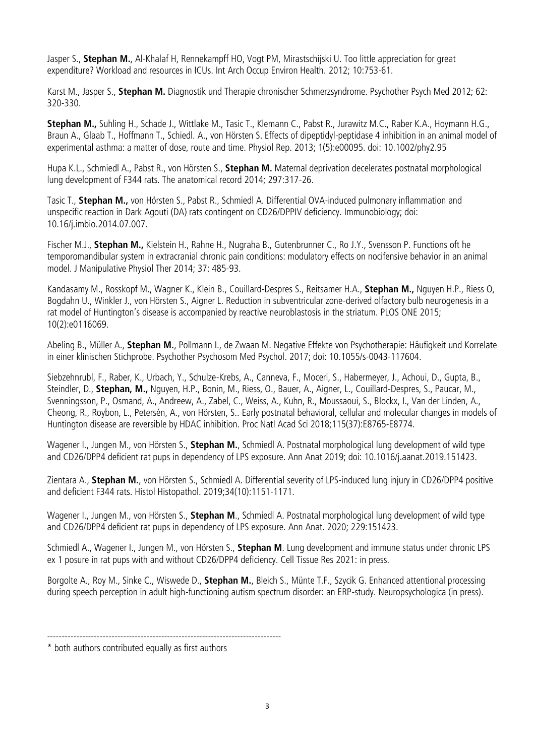Jasper S., **Stephan M.**, Al-Khalaf H, Rennekampff HO, Vogt PM, Mirastschijski U. Too little appreciation for great expenditure? Workload and resources in ICUs. Int Arch Occup Environ Health. 2012; 10:753-61.

Karst M., Jasper S., **Stephan M.** Diagnostik und Therapie chronischer Schmerzsyndrome. Psychother Psych Med 2012; 62: 320-330.

**Stephan M.,** Suhling H., Schade J., Wittlake M., Tasic T., Klemann C., Pabst R., Jurawitz M.C., Raber K.A., Hoymann H.G., Braun A., Glaab T., Hoffmann T., Schiedl. A., von Hörsten S. Effects of dipeptidyl-peptidase 4 inhibition in an animal model of experimental asthma: a matter of dose, route and time. Physiol Rep. 2013; 1(5):e00095. doi: 10.1002/phy2.95

Hupa K.L., Schmiedl A., Pabst R., von Hörsten S., **Stephan M.** Maternal deprivation decelerates postnatal morphological lung development of F344 rats. The anatomical record 2014; 297:317-26.

Tasic T., **Stephan M.,** von Hörsten S., Pabst R., Schmiedl A. Differential OVA-induced pulmonary inflammation and unspecific reaction in Dark Agouti (DA) rats contingent on CD26/DPPIV deficiency. Immunobiology; doi: 10.16/j.imbio.2014.07.007.

Fischer M.J., **Stephan M.,** Kielstein H., Rahne H., Nugraha B., Gutenbrunner C., Ro J.Y., Svensson P. Functions oft he temporomandibular system in extracranial chronic pain conditions: modulatory effects on nocifensive behavior in an animal model. J Manipulative Physiol Ther 2014; 37: 485-93.

Kandasamy M., Rosskopf M., Wagner K., Klein B., Couillard-Despres S., Reitsamer H.A., **Stephan M.,** Nguyen H.P., Riess O, Bogdahn U., Winkler J., von Hörsten S., Aigner L. Reduction in subventricular zone-derived olfactory bulb neurogenesis in a rat model of Huntington's disease is accompanied by reactive neuroblastosis in the striatum. PLOS ONE 2015; 10(2):e0116069.

Abeling B., Müller A., **Stephan M.**, Pollmann I., de Zwaan M. Negative Effekte von Psychotherapie: Häufigkeit und Korrelate in einer klinischen Stichprobe. Psychother Psychosom Med Psychol. 2017; doi: 10.1055/s-0043-117604.

Siebzehnrubl, F., Raber, K., Urbach, Y., Schulze-Krebs, A., Canneva, F., Moceri, S., Habermeyer, J., Achoui, D., Gupta, B., Steindler, D., **Stephan, M.,** Nguyen, H.P., Bonin, M., Riess, O., Bauer, A., Aigner, L., Couillard-Despres, S., Paucar, M., Svenningsson, P., Osmand, A., Andreew, A., Zabel, C., Weiss, A., Kuhn, R., Moussaoui, S., Blockx, I., Van der Linden, A., Cheong, R., Roybon, L., Petersén, A., von Hörsten, S.. Early postnatal behavioral, cellular and molecular changes in models of Huntington disease are reversible by HDAC inhibition. Proc Natl Acad Sci 2018;115(37):E8765-E8774.

Wagener I., Jungen M., von Hörsten S., **Stephan M.**, Schmiedl A. Postnatal morphological lung development of wild type and CD26/DPP4 deficient rat pups in dependency of LPS exposure. Ann Anat 2019; doi: 10.1016/j.aanat.2019.151423.

Zientara A., **Stephan M.**, von Hörsten S., Schmiedl A. Differential severity of LPS-induced lung injury in CD26/DPP4 positive and deficient F344 rats. Histol Histopathol. 2019;34(10):1151-1171.

Wagener I., Jungen M., von Hörsten S., **Stephan M**., Schmiedl A. Postnatal morphological lung development of wild type and CD26/DPP4 deficient rat pups in dependency of LPS exposure. Ann Anat. 2020; 229:151423.

Schmiedl A., Wagener I., Jungen M., von Hörsten S., **Stephan M**. Lung development and immune status under chronic LPS ex 1 posure in rat pups with and without CD26/DPP4 deficiency. Cell Tissue Res 2021: in press.

Borgolte A., Roy M., Sinke C., Wiswede D., **Stephan M.**, Bleich S., Münte T.F., Szycik G. Enhanced attentional processing during speech perception in adult high-functioning autism spectrum disorder: an ERP-study. Neuropsychologica (in press).

---

* both authors contributed equally as first authors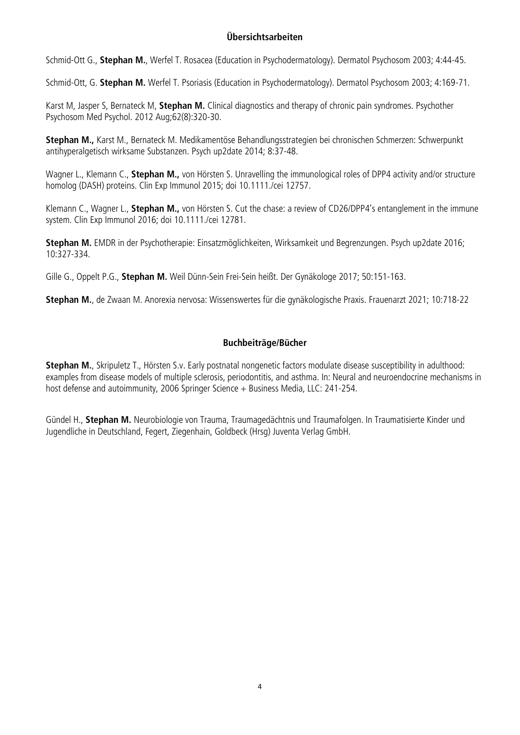## Übersichtsarbeiten

Schmid-Ott G., **Stephan M.**, Werfel T. Rosacea (Education in Psychodermatology). Dermatol Psychosom 2003; 4:44-45.

Schmid-Ott, G. **Stephan M.** Werfel T. Psoriasis (Education in Psychodermatology). Dermatol Psychosom 2003; 4:169-71.

Karst M, Jasper S, Bernateck M, **Stephan M.** Clinical diagnostics and therapy of chronic pain syndromes. Psychother Psychosom Med Psychol. 2012 Aug;62(8):320-30.

**Stephan M.,** Karst M., Bernateck M. Medikamentöse Behandlungsstrategien bei chronischen Schmerzen: Schwerpunkt antihyperalgetisch wirksame Substanzen. Psych up2date 2014; 8:37-48.

Wagner L., Klemann C., **Stephan M.,** von Hörsten S. Unravelling the immunological roles of DPP4 activity and/or structure homolog (DASH) proteins. Clin Exp Immunol 2015; doi 10.1111./cei 12757.

Klemann C., Wagner L., **Stephan M.,** von Hörsten S. Cut the chase: a review of CD26/DPP4's entanglement in the immune system. Clin Exp Immunol 2016; doi 10.1111./cei 12781.

**Stephan M.** EMDR in der Psychotherapie: Einsatzmöglichkeiten, Wirksamkeit und Begrenzungen. Psych up2date 2016; 10:327-334.

Gille G., Oppelt P.G., **Stephan M.** Weil Dünn-Sein Frei-Sein heißt. Der Gynäkologe 2017; 50:151-163.

**Stephan M.**, de Zwaan M. Anorexia nervosa: Wissenswertes für die gynäkologische Praxis. Frauenarzt 2021; 10:718-22

## Buchbeiträge/Bücher

**Stephan M.**, Skripuletz T., Hörsten S.v. Early postnatal nongenetic factors modulate disease susceptibility in adulthood: examples from disease models of multiple sclerosis, periodontitis, and asthma. In: Neural and neuroendocrine mechanisms in host defense and autoimmunity, 2006 Springer Science + Business Media, LLC: 241-254.

Gündel H., **Stephan M.** Neurobiologie von Trauma, Traumagedächtnis und Traumafolgen. In Traumatisierte Kinder und Jugendliche in Deutschland, Fegert, Ziegenhain, Goldbeck (Hrsg) Juventa Verlag GmbH.